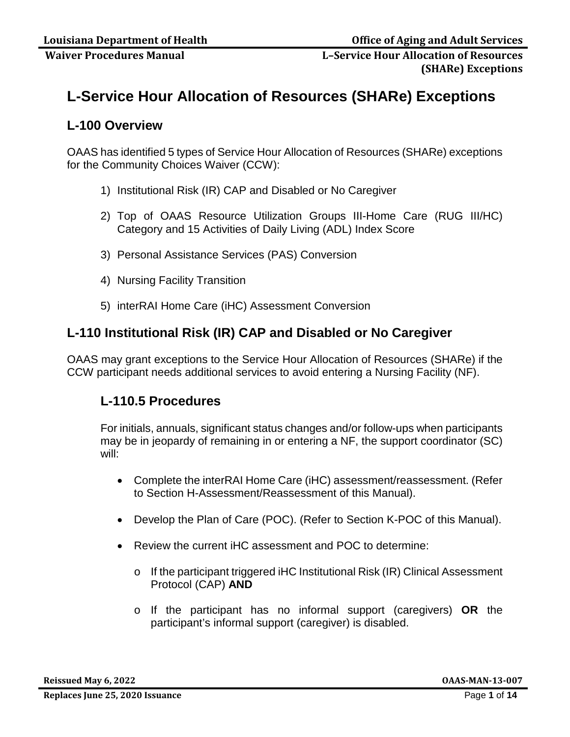# L-Service Hour Allocation of Resources (SHARe) Exceptions

## L-100 Overview

OAAS has identified 5 types of Service Hour Allocation of Resources (SHARe) exceptions for the Community Choices Waiver (CCW):

1) Institutional Risk (IR) CAP and Disabled or No Caregiver

2) Top of OAAS Resource Utilization Groups III-Home Care (RUG III/HC) Category and 15 Activities of Daily Living (ADL) Index Score

3) Personal Assistance Services (PAS) Conversion

4) Nursing Facility Transition

5) interRAI Home Care (iHC) Assessment Conversion

## L-110 Institutional Risk (IR) CAP and Disabled or No Caregiver

OAAS may grant exceptions to the Service Hour Allocation of Resources (SHARe) if the CCW participant needs additional services to avoid entering a Nursing Facility (NF).

### L-110.5 Procedures

For initials, annuals, significant status changes and/or follow-ups when participants may be in jeopardy of remaining in or entering a NF, the support coordinator (SC) will:

- Complete the interRAI Home Care (iHC) assessment/reassessment. (Refer to Section H-Assessment/Reassessment of this Manual).

- Develop the Plan of Care (POC). (Refer to Section K-POC of this Manual).

- Review the current iHC assessment and POC to determine:

  - If the participant triggered iHC Institutional Risk (IR) Clinical Assessment Protocol (CAP) **AND**

  - If the participant has no informal support (caregivers) **OR** the participant's informal support (caregiver) is disabled.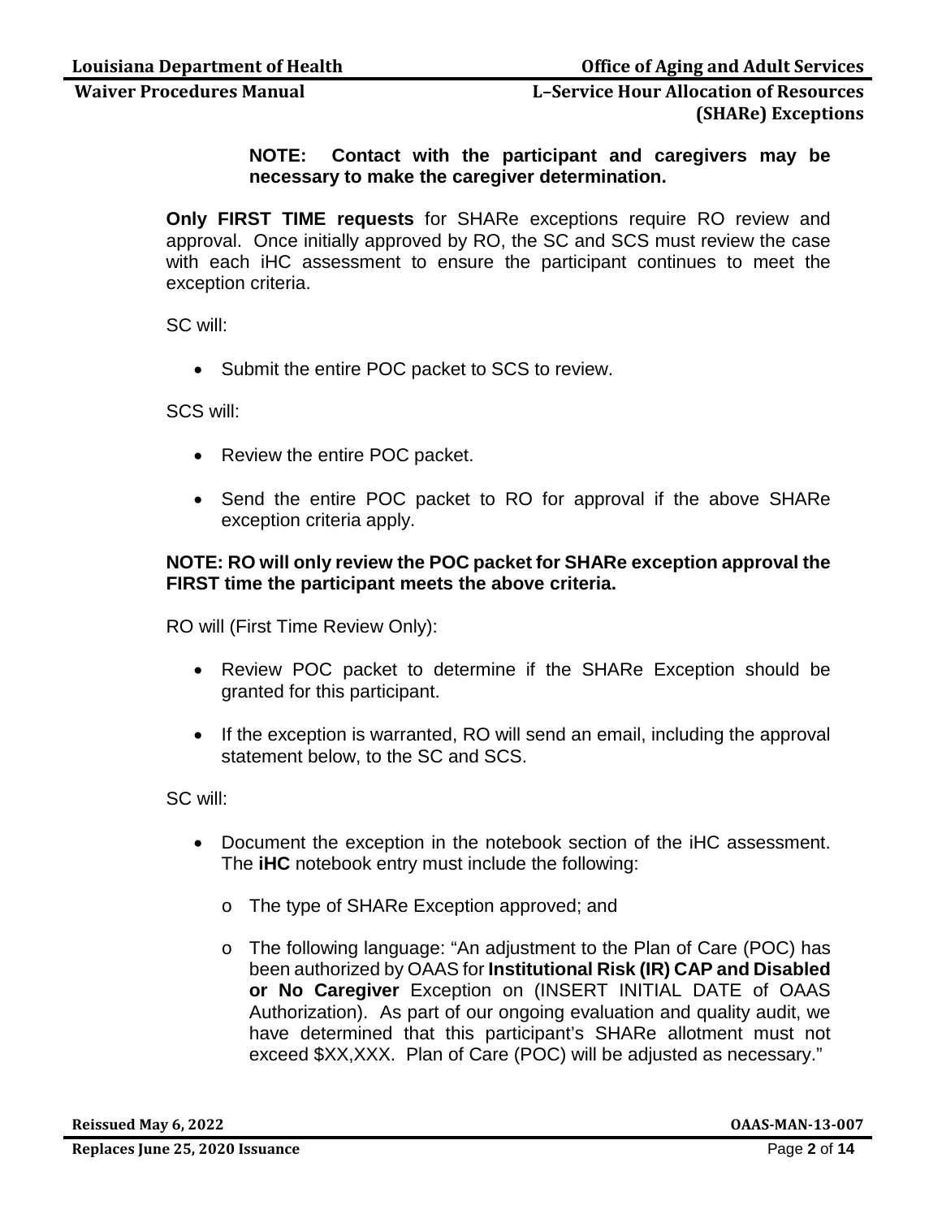**NOTE: Contact with the participant and caregivers may be necessary to make the caregiver determination.**

**Only FIRST TIME requests** for SHARe exceptions require RO review and approval. Once initially approved by RO, the SC and SCS must review the case with each iHC assessment to ensure the participant continues to meet the exception criteria.

SC will:

- Submit the entire POC packet to SCS to review.

SCS will:

- Review the entire POC packet.
- Send the entire POC packet to RO for approval if the above SHARe exception criteria apply.

**NOTE: RO will only review the POC packet for SHARe exception approval the FIRST time the participant meets the above criteria.**

RO will (First Time Review Only):

- Review POC packet to determine if the SHARe Exception should be granted for this participant.
- If the exception is warranted, RO will send an email, including the approval statement below, to the SC and SCS.

SC will:

- Document the exception in the notebook section of the iHC assessment. The **iHC** notebook entry must include the following:
  - The type of SHARe Exception approved; and
  - The following language: "An adjustment to the Plan of Care (POC) has been authorized by OAAS for **Institutional Risk (IR) CAP and Disabled or No Caregiver** Exception on (INSERT INITIAL DATE of OAAS Authorization). As part of our ongoing evaluation and quality audit, we have determined that this participant's SHARe allotment must not exceed $XX,XXX. Plan of Care (POC) will be adjusted as necessary."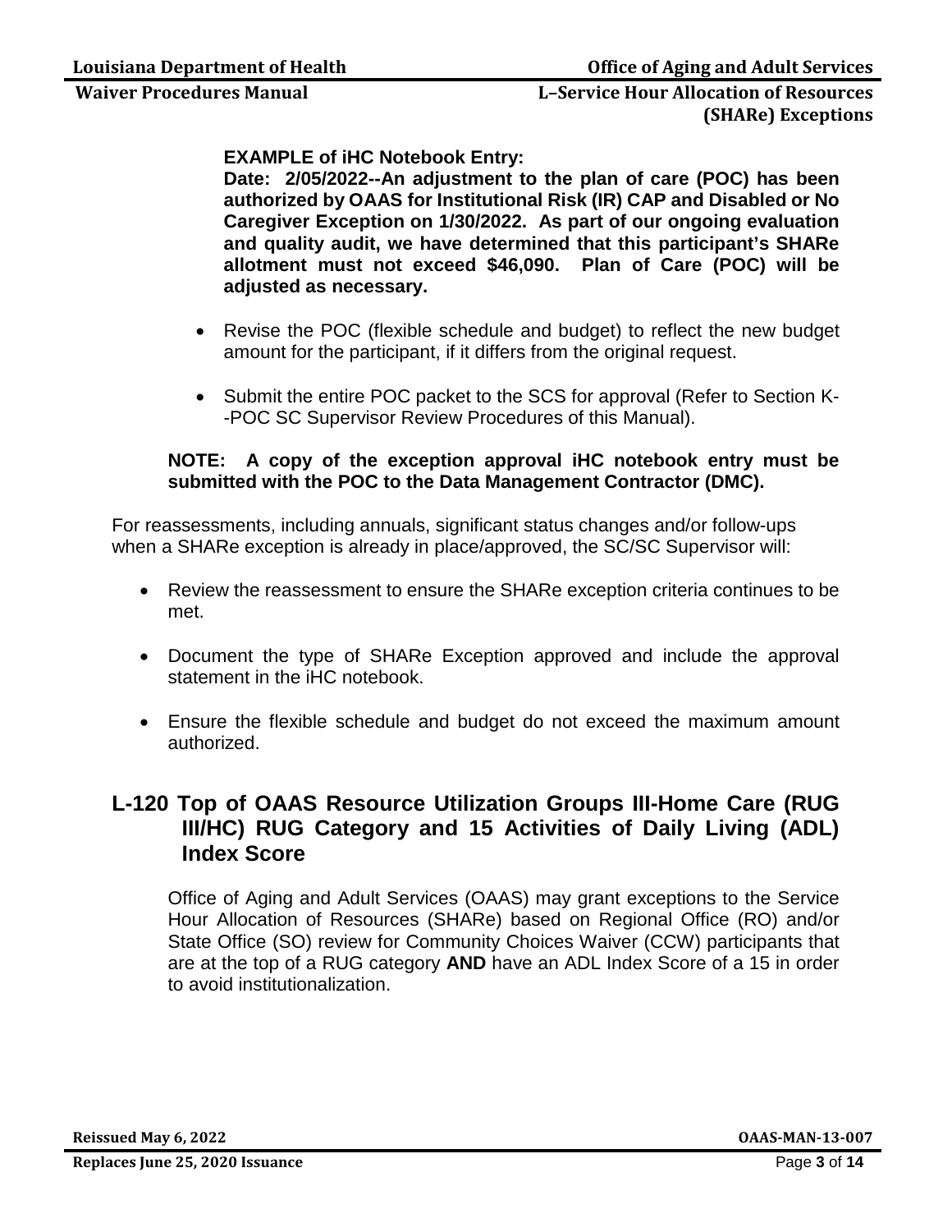**EXAMPLE of iHC Notebook Entry:**

**Date: 2/05/2022--An adjustment to the plan of care (POC) has been authorized by OAAS for Institutional Risk (IR) CAP and Disabled or No Caregiver Exception on 1/30/2022. As part of our ongoing evaluation and quality audit, we have determined that this participant's SHARe allotment must not exceed $46,090. Plan of Care (POC) will be adjusted as necessary.**

- Revise the POC (flexible schedule and budget) to reflect the new budget amount for the participant, if it differs from the original request.
- Submit the entire POC packet to the SCS for approval (Refer to Section K--POC SC Supervisor Review Procedures of this Manual).

**NOTE: A copy of the exception approval iHC notebook entry must be submitted with the POC to the Data Management Contractor (DMC).**

For reassessments, including annuals, significant status changes and/or follow-ups when a SHARe exception is already in place/approved, the SC/SC Supervisor will:

- Review the reassessment to ensure the SHARe exception criteria continues to be met.
- Document the type of SHARe Exception approved and include the approval statement in the iHC notebook.
- Ensure the flexible schedule and budget do not exceed the maximum amount authorized.

## L-120 Top of OAAS Resource Utilization Groups III-Home Care (RUG III/HC) RUG Category and 15 Activities of Daily Living (ADL) Index Score

Office of Aging and Adult Services (OAAS) may grant exceptions to the Service Hour Allocation of Resources (SHARe) based on Regional Office (RO) and/or State Office (SO) review for Community Choices Waiver (CCW) participants that are at the top of a RUG category **AND** have an ADL Index Score of a 15 in order to avoid institutionalization.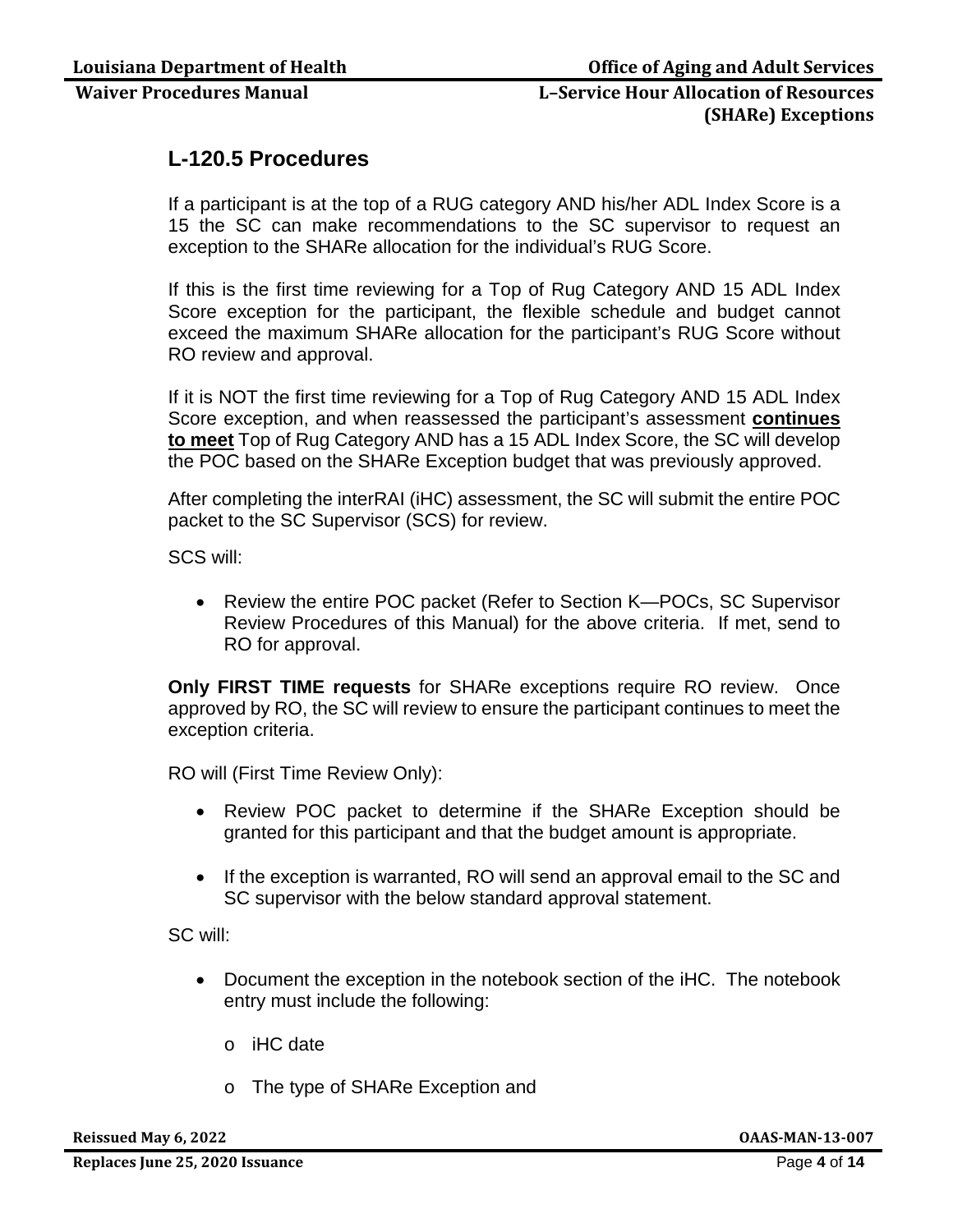## L-120.5 Procedures

If a participant is at the top of a RUG category AND his/her ADL Index Score is a 15 the SC can make recommendations to the SC supervisor to request an exception to the SHARe allocation for the individual's RUG Score.

If this is the first time reviewing for a Top of Rug Category AND 15 ADL Index Score exception for the participant, the flexible schedule and budget cannot exceed the maximum SHARe allocation for the participant's RUG Score without RO review and approval.

If it is NOT the first time reviewing for a Top of Rug Category AND 15 ADL Index Score exception, and when reassessed the participant's assessment **continues to meet** Top of Rug Category AND has a 15 ADL Index Score, the SC will develop the POC based on the SHARe Exception budget that was previously approved.

After completing the interRAI (iHC) assessment, the SC will submit the entire POC packet to the SC Supervisor (SCS) for review.

SCS will:

- Review the entire POC packet (Refer to Section K—POCs, SC Supervisor Review Procedures of this Manual) for the above criteria. If met, send to RO for approval.

**Only FIRST TIME requests** for SHARe exceptions require RO review. Once approved by RO, the SC will review to ensure the participant continues to meet the exception criteria.

RO will (First Time Review Only):

- Review POC packet to determine if the SHARe Exception should be granted for this participant and that the budget amount is appropriate.
- If the exception is warranted, RO will send an approval email to the SC and SC supervisor with the below standard approval statement.

SC will:

- Document the exception in the notebook section of the iHC. The notebook entry must include the following:
  - iHC date
  - The type of SHARe Exception and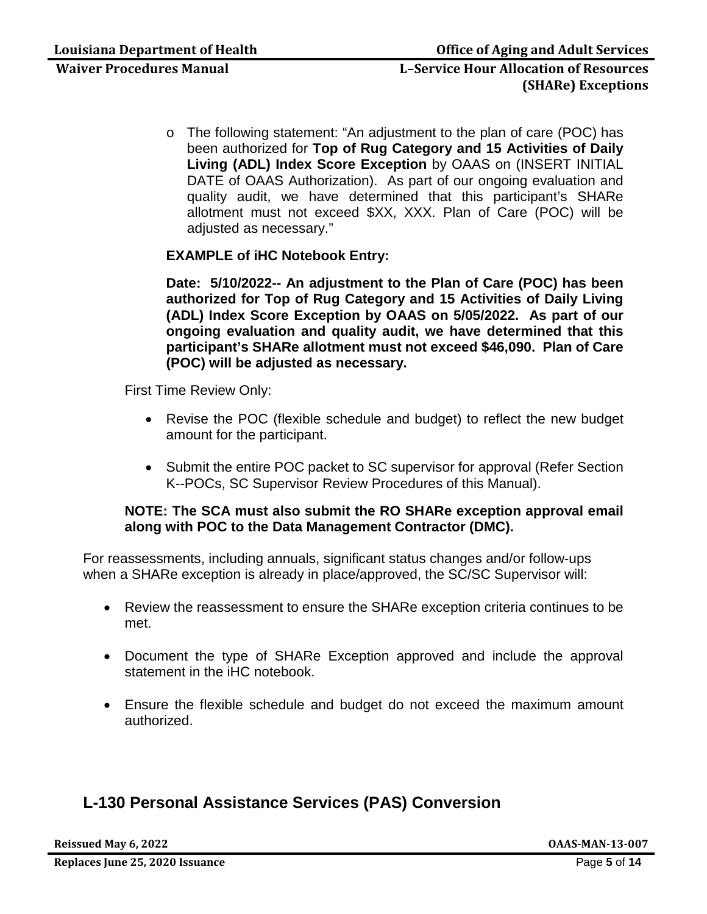- The following statement: "An adjustment to the plan of care (POC) has been authorized for **Top of Rug Category and 15 Activities of Daily Living (ADL) Index Score Exception** by OAAS on (INSERT INITIAL DATE of OAAS Authorization). As part of our ongoing evaluation and quality audit, we have determined that this participant's SHARe allotment must not exceed $XX, XXX. Plan of Care (POC) will be adjusted as necessary."

**EXAMPLE of iHC Notebook Entry:**

**Date: 5/10/2022-- An adjustment to the Plan of Care (POC) has been authorized for Top of Rug Category and 15 Activities of Daily Living (ADL) Index Score Exception by OAAS on 5/05/2022. As part of our ongoing evaluation and quality audit, we have determined that this participant's SHARe allotment must not exceed $46,090. Plan of Care (POC) will be adjusted as necessary.**

First Time Review Only:

- Revise the POC (flexible schedule and budget) to reflect the new budget amount for the participant.
- Submit the entire POC packet to SC supervisor for approval (Refer Section K--POCs, SC Supervisor Review Procedures of this Manual).

**NOTE: The SCA must also submit the RO SHARe exception approval email along with POC to the Data Management Contractor (DMC).**

For reassessments, including annuals, significant status changes and/or follow-ups when a SHARe exception is already in place/approved, the SC/SC Supervisor will:

- Review the reassessment to ensure the SHARe exception criteria continues to be met.
- Document the type of SHARe Exception approved and include the approval statement in the iHC notebook.
- Ensure the flexible schedule and budget do not exceed the maximum amount authorized.

## L-130 Personal Assistance Services (PAS) Conversion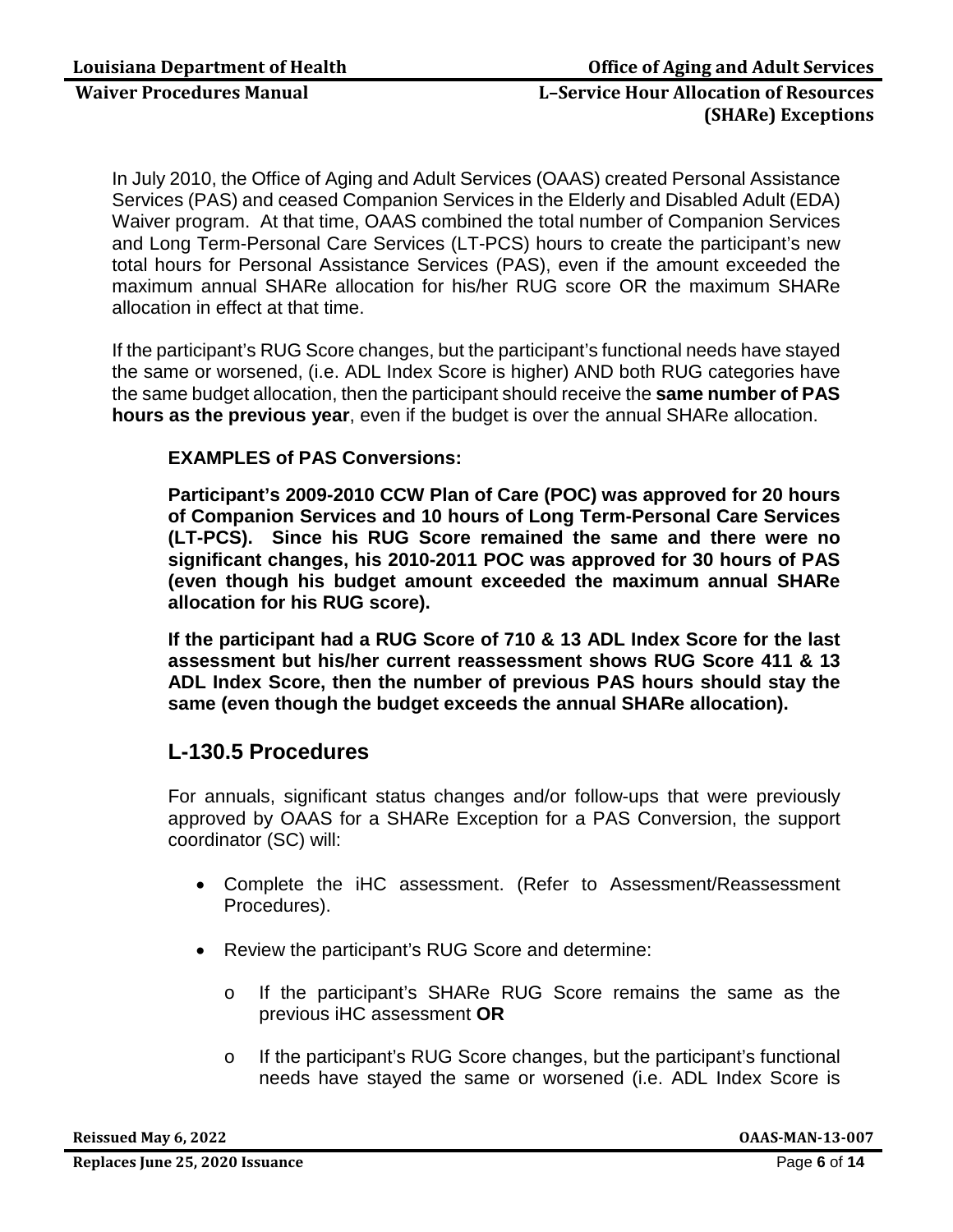In July 2010, the Office of Aging and Adult Services (OAAS) created Personal Assistance Services (PAS) and ceased Companion Services in the Elderly and Disabled Adult (EDA) Waiver program. At that time, OAAS combined the total number of Companion Services and Long Term-Personal Care Services (LT-PCS) hours to create the participant's new total hours for Personal Assistance Services (PAS), even if the amount exceeded the maximum annual SHARe allocation for his/her RUG score OR the maximum SHARe allocation in effect at that time.

If the participant's RUG Score changes, but the participant's functional needs have stayed the same or worsened, (i.e. ADL Index Score is higher) AND both RUG categories have the same budget allocation, then the participant should receive the **same number of PAS hours as the previous year**, even if the budget is over the annual SHARe allocation.

**EXAMPLES of PAS Conversions:**

**Participant's 2009-2010 CCW Plan of Care (POC) was approved for 20 hours of Companion Services and 10 hours of Long Term-Personal Care Services (LT-PCS). Since his RUG Score remained the same and there were no significant changes, his 2010-2011 POC was approved for 30 hours of PAS (even though his budget amount exceeded the maximum annual SHARe allocation for his RUG score).**

**If the participant had a RUG Score of 710 & 13 ADL Index Score for the last assessment but his/her current reassessment shows RUG Score 411 & 13 ADL Index Score, then the number of previous PAS hours should stay the same (even though the budget exceeds the annual SHARe allocation).**

## L-130.5 Procedures

For annuals, significant status changes and/or follow-ups that were previously approved by OAAS for a SHARe Exception for a PAS Conversion, the support coordinator (SC) will:

- Complete the iHC assessment. (Refer to Assessment/Reassessment Procedures).
- Review the participant's RUG Score and determine:
  - If the participant's SHARe RUG Score remains the same as the previous iHC assessment **OR**
  - If the participant's RUG Score changes, but the participant's functional needs have stayed the same or worsened (i.e. ADL Index Score is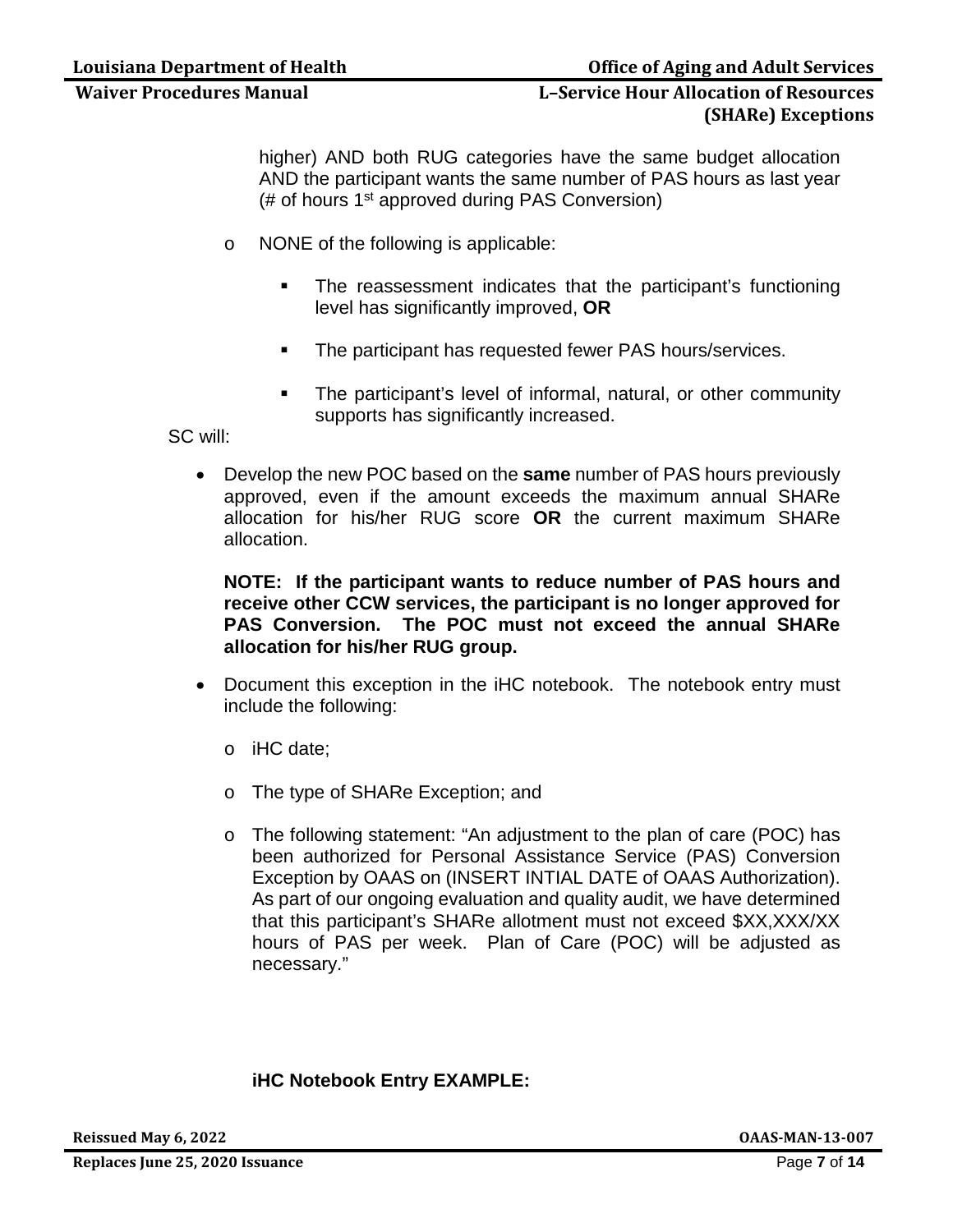higher) AND both RUG categories have the same budget allocation AND the participant wants the same number of PAS hours as last year (# of hours 1st approved during PAS Conversion)

- o NONE of the following is applicable:
  - The reassessment indicates that the participant's functioning level has significantly improved, **OR**
  - The participant has requested fewer PAS hours/services.
  - The participant's level of informal, natural, or other community supports has significantly increased.

SC will:

- Develop the new POC based on the **same** number of PAS hours previously approved, even if the amount exceeds the maximum annual SHARe allocation for his/her RUG score **OR** the current maximum SHARe allocation.

  **NOTE: If the participant wants to reduce number of PAS hours and receive other CCW services, the participant is no longer approved for PAS Conversion. The POC must not exceed the annual SHARe allocation for his/her RUG group.**

- Document this exception in the iHC notebook. The notebook entry must include the following:
  - o iHC date;
  - o The type of SHARe Exception; and
  - o The following statement: "An adjustment to the plan of care (POC) has been authorized for Personal Assistance Service (PAS) Conversion Exception by OAAS on (INSERT INTIAL DATE of OAAS Authorization). As part of our ongoing evaluation and quality audit, we have determined that this participant's SHARe allotment must not exceed $XX,XXX/XX hours of PAS per week. Plan of Care (POC) will be adjusted as necessary."

**iHC Notebook Entry EXAMPLE:**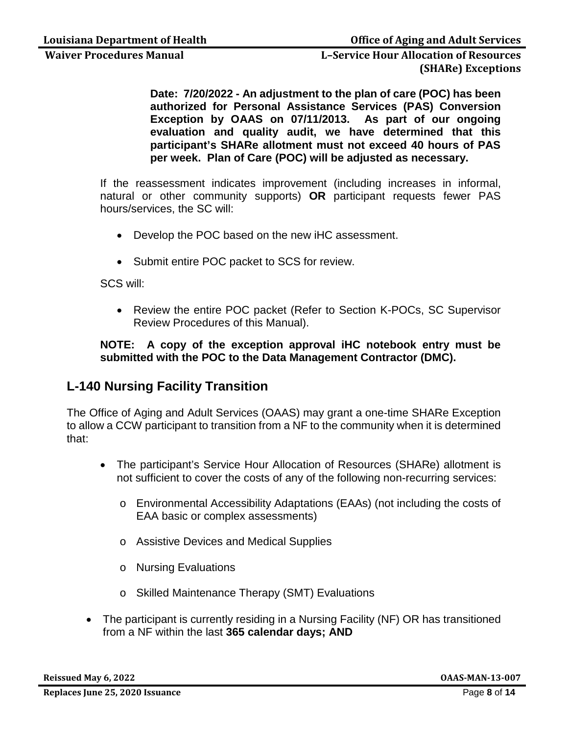**Date: 7/20/2022 - An adjustment to the plan of care (POC) has been authorized for Personal Assistance Services (PAS) Conversion Exception by OAAS on 07/11/2013. As part of our ongoing evaluation and quality audit, we have determined that this participant's SHARe allotment must not exceed 40 hours of PAS per week. Plan of Care (POC) will be adjusted as necessary.**

If the reassessment indicates improvement (including increases in informal, natural or other community supports) **OR** participant requests fewer PAS hours/services, the SC will:

- Develop the POC based on the new iHC assessment.
- Submit entire POC packet to SCS for review.

SCS will:

- Review the entire POC packet (Refer to Section K-POCs, SC Supervisor Review Procedures of this Manual).

**NOTE: A copy of the exception approval iHC notebook entry must be submitted with the POC to the Data Management Contractor (DMC).**

## L-140 Nursing Facility Transition

The Office of Aging and Adult Services (OAAS) may grant a one-time SHARe Exception to allow a CCW participant to transition from a NF to the community when it is determined that:

- The participant's Service Hour Allocation of Resources (SHARe) allotment is not sufficient to cover the costs of any of the following non-recurring services:
  - Environmental Accessibility Adaptations (EAAs) (not including the costs of EAA basic or complex assessments)
  - Assistive Devices and Medical Supplies
  - Nursing Evaluations
  - Skilled Maintenance Therapy (SMT) Evaluations
- The participant is currently residing in a Nursing Facility (NF) OR has transitioned from a NF within the last **365 calendar days; AND**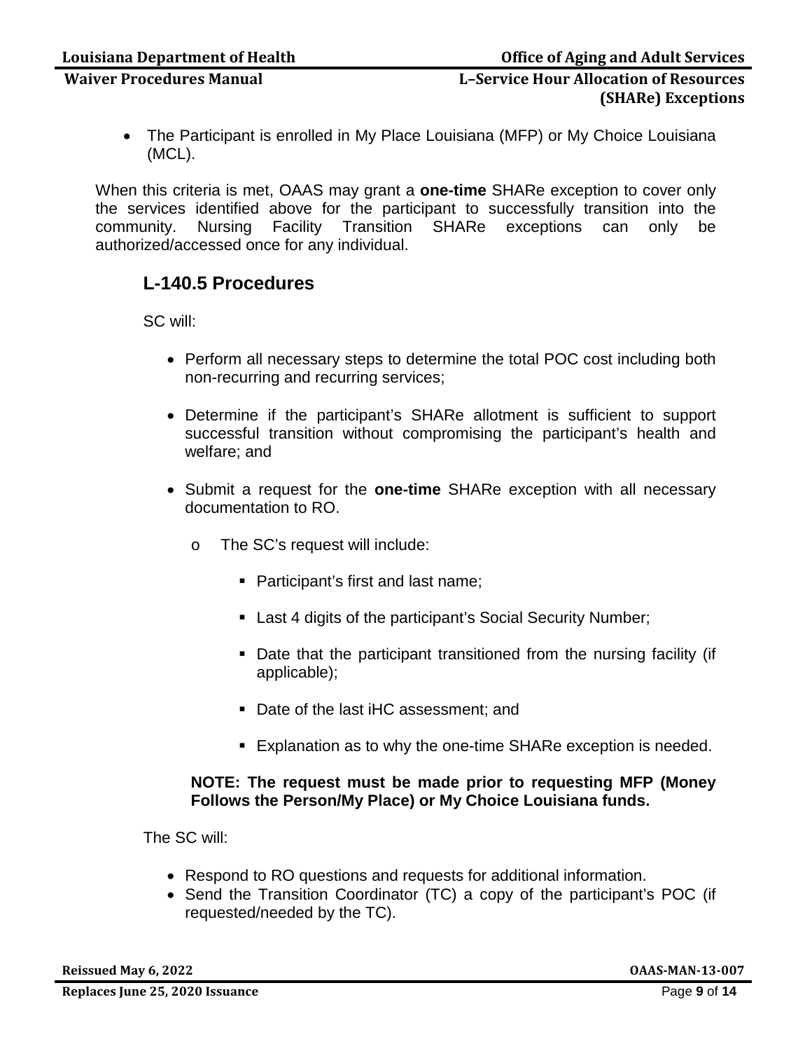- The Participant is enrolled in My Place Louisiana (MFP) or My Choice Louisiana (MCL).

When this criteria is met, OAAS may grant a **one-time** SHARe exception to cover only the services identified above for the participant to successfully transition into the community. Nursing Facility Transition SHARe exceptions can only be authorized/accessed once for any individual.

## L-140.5 Procedures

SC will:

- Perform all necessary steps to determine the total POC cost including both non-recurring and recurring services;
- Determine if the participant's SHARe allotment is sufficient to support successful transition without compromising the participant's health and welfare; and
- Submit a request for the **one-time** SHARe exception with all necessary documentation to RO.
  - The SC's request will include:
    - Participant's first and last name;
    - Last 4 digits of the participant's Social Security Number;
    - Date that the participant transitioned from the nursing facility (if applicable);
    - Date of the last iHC assessment; and
    - Explanation as to why the one-time SHARe exception is needed.

**NOTE: The request must be made prior to requesting MFP (Money Follows the Person/My Place) or My Choice Louisiana funds.**

The SC will:

- Respond to RO questions and requests for additional information.
- Send the Transition Coordinator (TC) a copy of the participant's POC (if requested/needed by the TC).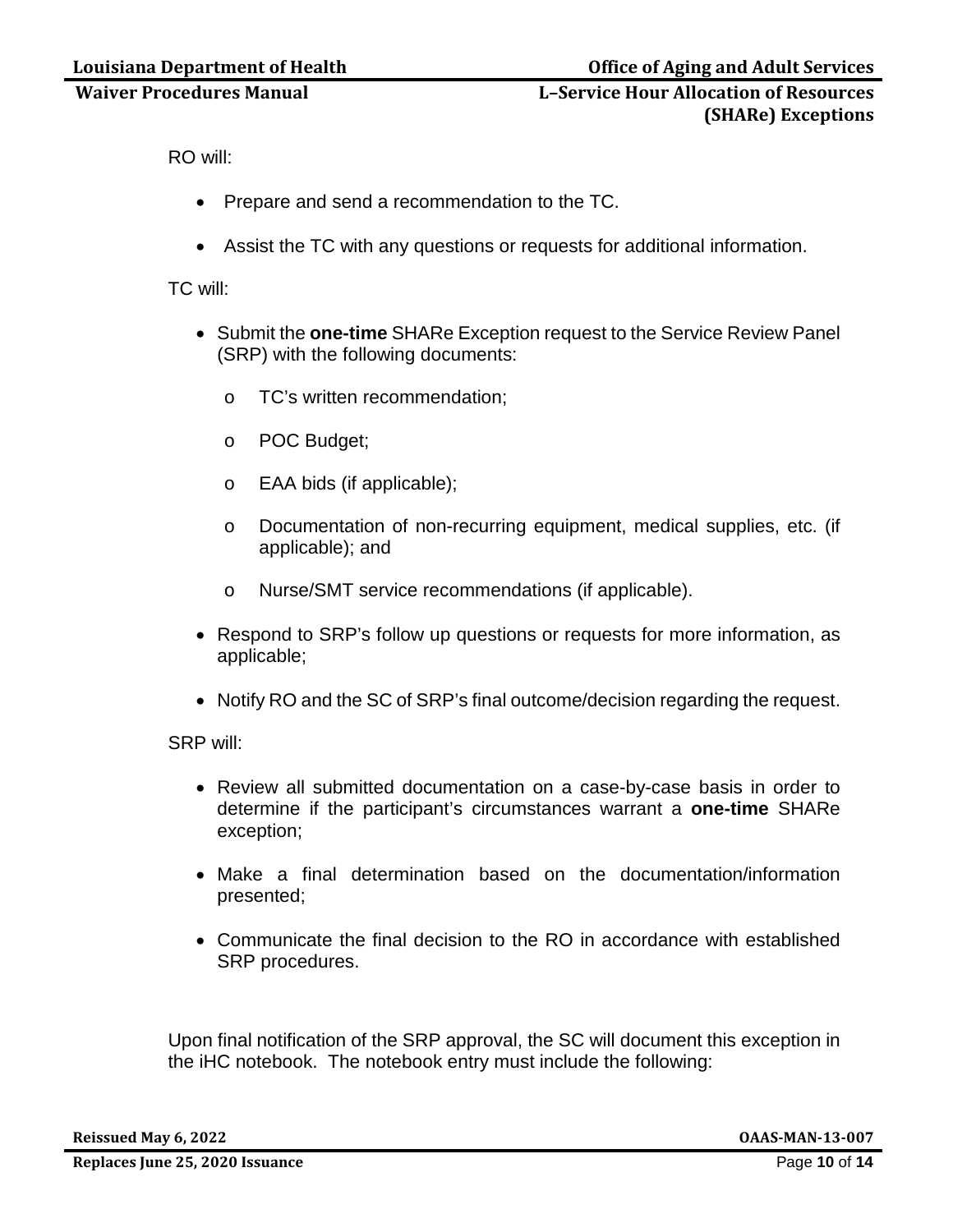RO will:

- Prepare and send a recommendation to the TC.
- Assist the TC with any questions or requests for additional information.

TC will:

- Submit the **one-time** SHARe Exception request to the Service Review Panel (SRP) with the following documents:
  - TC's written recommendation;
  - POC Budget;
  - EAA bids (if applicable);
  - Documentation of non-recurring equipment, medical supplies, etc. (if applicable); and
  - Nurse/SMT service recommendations (if applicable).
- Respond to SRP's follow up questions or requests for more information, as applicable;
- Notify RO and the SC of SRP's final outcome/decision regarding the request.

SRP will:

- Review all submitted documentation on a case-by-case basis in order to determine if the participant's circumstances warrant a **one-time** SHARe exception;
- Make a final determination based on the documentation/information presented;
- Communicate the final decision to the RO in accordance with established SRP procedures.

Upon final notification of the SRP approval, the SC will document this exception in the iHC notebook. The notebook entry must include the following: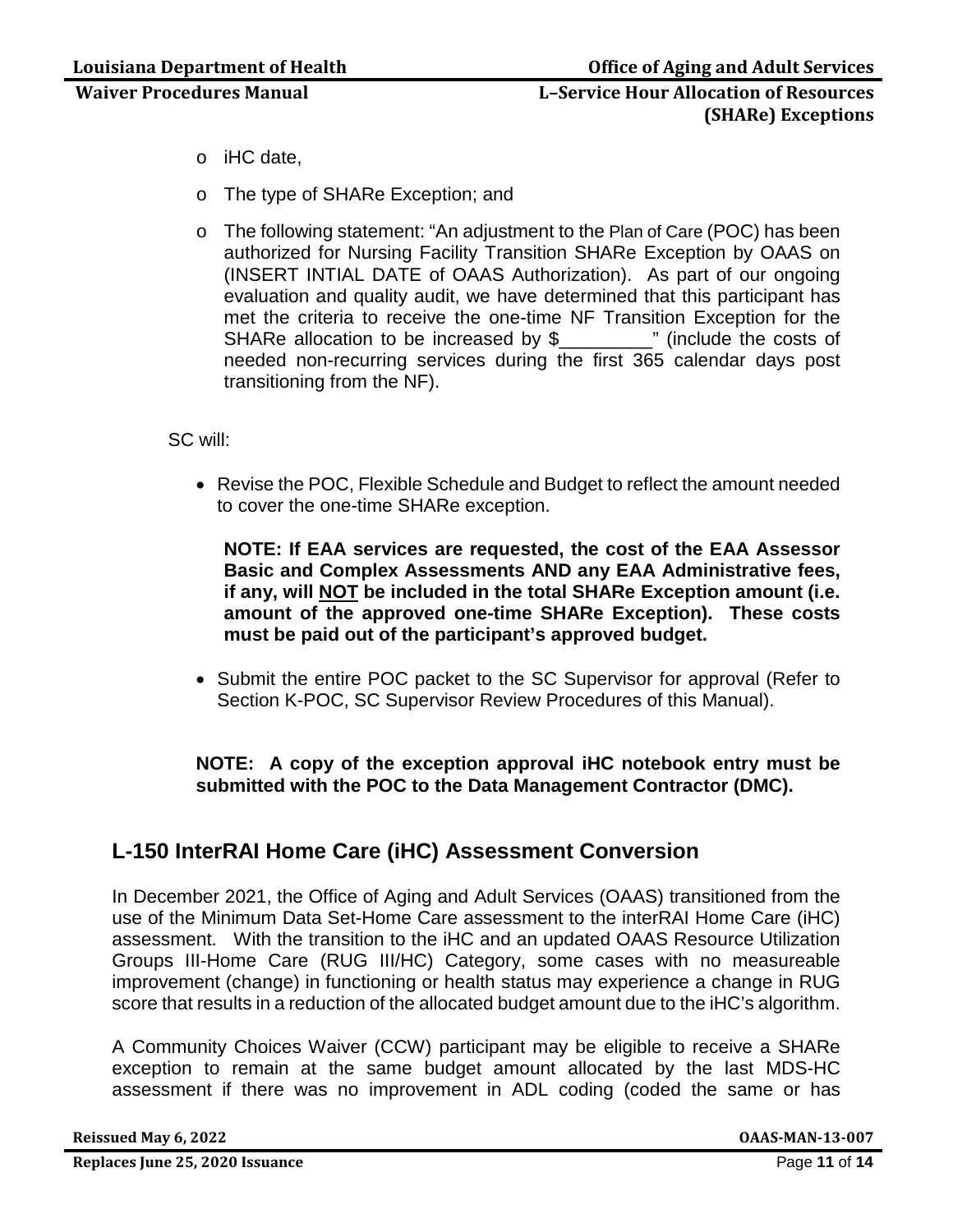- iHC date,
- The type of SHARe Exception; and
- The following statement: "An adjustment to the Plan of Care (POC) has been authorized for Nursing Facility Transition SHARe Exception by OAAS on (INSERT INTIAL DATE of OAAS Authorization). As part of our ongoing evaluation and quality audit, we have determined that this participant has met the criteria to receive the one-time NF Transition Exception for the SHARe allocation to be increased by $_________" (include the costs of needed non-recurring services during the first 365 calendar days post transitioning from the NF).

SC will:

- Revise the POC, Flexible Schedule and Budget to reflect the amount needed to cover the one-time SHARe exception.

  **NOTE: If EAA services are requested, the cost of the EAA Assessor Basic and Complex Assessments AND any EAA Administrative fees, if any, will <u>NOT</u> be included in the total SHARe Exception amount (i.e. amount of the approved one-time SHARe Exception). These costs must be paid out of the participant's approved budget.**

- Submit the entire POC packet to the SC Supervisor for approval (Refer to Section K-POC, SC Supervisor Review Procedures of this Manual).

**NOTE: A copy of the exception approval iHC notebook entry must be submitted with the POC to the Data Management Contractor (DMC).**

## L-150 InterRAI Home Care (iHC) Assessment Conversion

In December 2021, the Office of Aging and Adult Services (OAAS) transitioned from the use of the Minimum Data Set-Home Care assessment to the interRAI Home Care (iHC) assessment. With the transition to the iHC and an updated OAAS Resource Utilization Groups III-Home Care (RUG III/HC) Category, some cases with no measureable improvement (change) in functioning or health status may experience a change in RUG score that results in a reduction of the allocated budget amount due to the iHC's algorithm.

A Community Choices Waiver (CCW) participant may be eligible to receive a SHARe exception to remain at the same budget amount allocated by the last MDS-HC assessment if there was no improvement in ADL coding (coded the same or has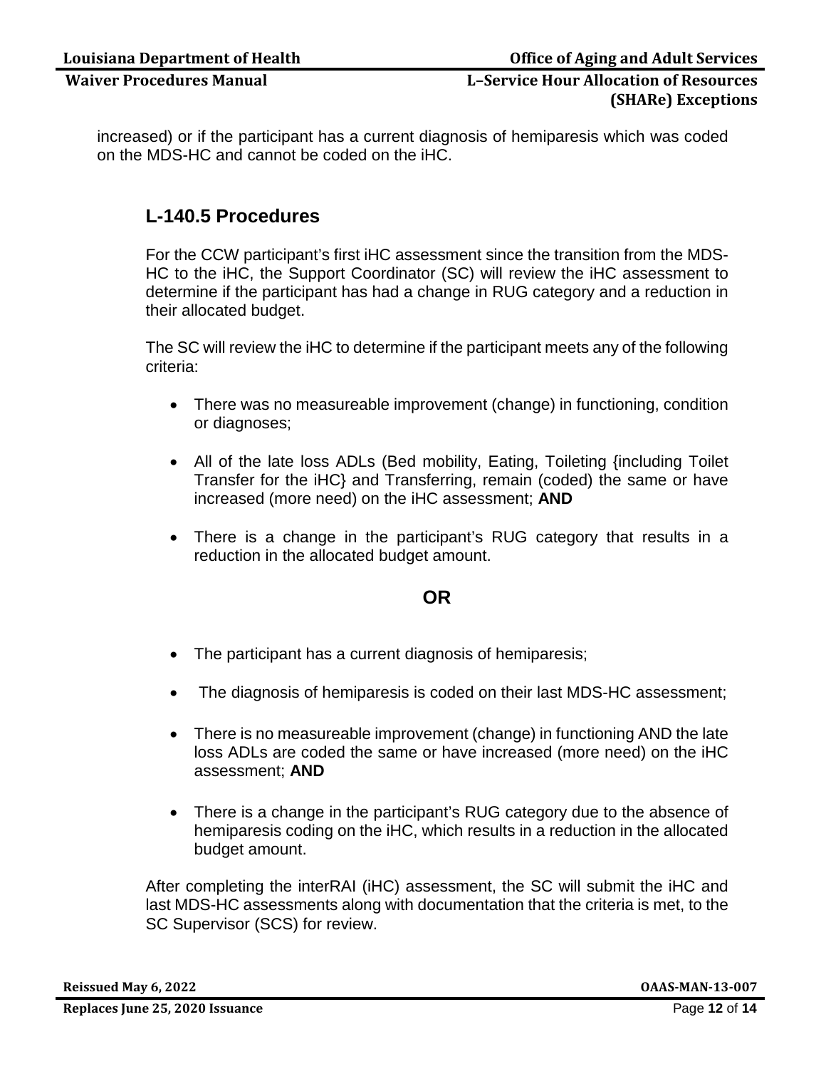increased) or if the participant has a current diagnosis of hemiparesis which was coded on the MDS-HC and cannot be coded on the iHC.

## L-140.5 Procedures

For the CCW participant's first iHC assessment since the transition from the MDS-HC to the iHC, the Support Coordinator (SC) will review the iHC assessment to determine if the participant has had a change in RUG category and a reduction in their allocated budget.

The SC will review the iHC to determine if the participant meets any of the following criteria:

- There was no measureable improvement (change) in functioning, condition or diagnoses;
- All of the late loss ADLs (Bed mobility, Eating, Toileting {including Toilet Transfer for the iHC} and Transferring, remain (coded) the same or have increased (more need) on the iHC assessment; **AND**
- There is a change in the participant's RUG category that results in a reduction in the allocated budget amount.

**OR**

- The participant has a current diagnosis of hemiparesis;
- The diagnosis of hemiparesis is coded on their last MDS-HC assessment;
- There is no measureable improvement (change) in functioning AND the late loss ADLs are coded the same or have increased (more need) on the iHC assessment; **AND**
- There is a change in the participant's RUG category due to the absence of hemiparesis coding on the iHC, which results in a reduction in the allocated budget amount.

After completing the interRAI (iHC) assessment, the SC will submit the iHC and last MDS-HC assessments along with documentation that the criteria is met, to the SC Supervisor (SCS) for review.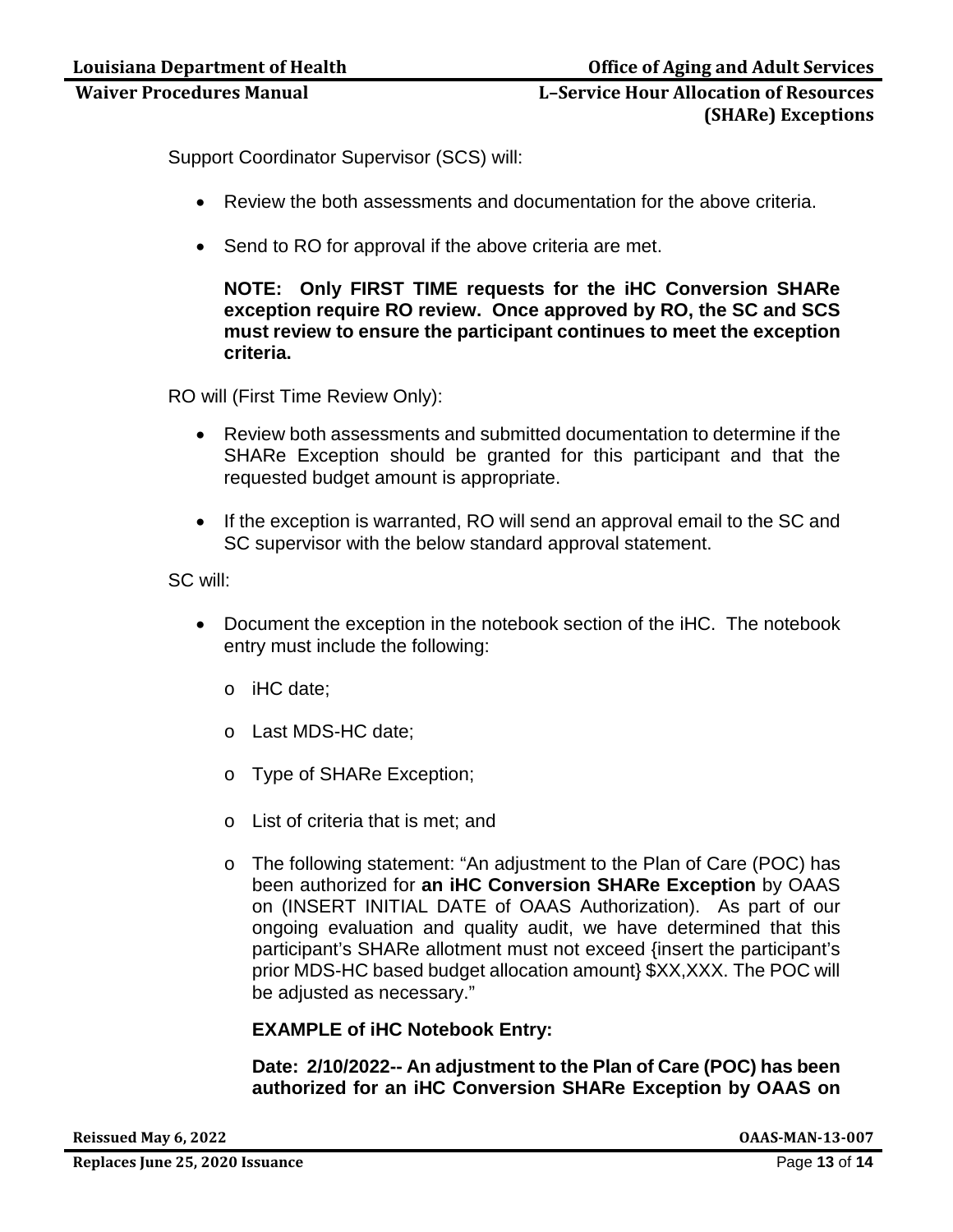Support Coordinator Supervisor (SCS) will:

- Review the both assessments and documentation for the above criteria.
- Send to RO for approval if the above criteria are met.

  **NOTE: Only FIRST TIME requests for the iHC Conversion SHARe exception require RO review. Once approved by RO, the SC and SCS must review to ensure the participant continues to meet the exception criteria.**

RO will (First Time Review Only):

- Review both assessments and submitted documentation to determine if the SHARe Exception should be granted for this participant and that the requested budget amount is appropriate.
- If the exception is warranted, RO will send an approval email to the SC and SC supervisor with the below standard approval statement.

SC will:

- Document the exception in the notebook section of the iHC. The notebook entry must include the following:
  - iHC date;
  - Last MDS-HC date;
  - Type of SHARe Exception;
  - List of criteria that is met; and
  - The following statement: "An adjustment to the Plan of Care (POC) has been authorized for **an iHC Conversion SHARe Exception** by OAAS on (INSERT INITIAL DATE of OAAS Authorization). As part of our ongoing evaluation and quality audit, we have determined that this participant's SHARe allotment must not exceed {insert the participant's prior MDS-HC based budget allocation amount} $XX,XXX. The POC will be adjusted as necessary."

  **EXAMPLE of iHC Notebook Entry:**

  **Date: 2/10/2022-- An adjustment to the Plan of Care (POC) has been authorized for an iHC Conversion SHARe Exception by OAAS on**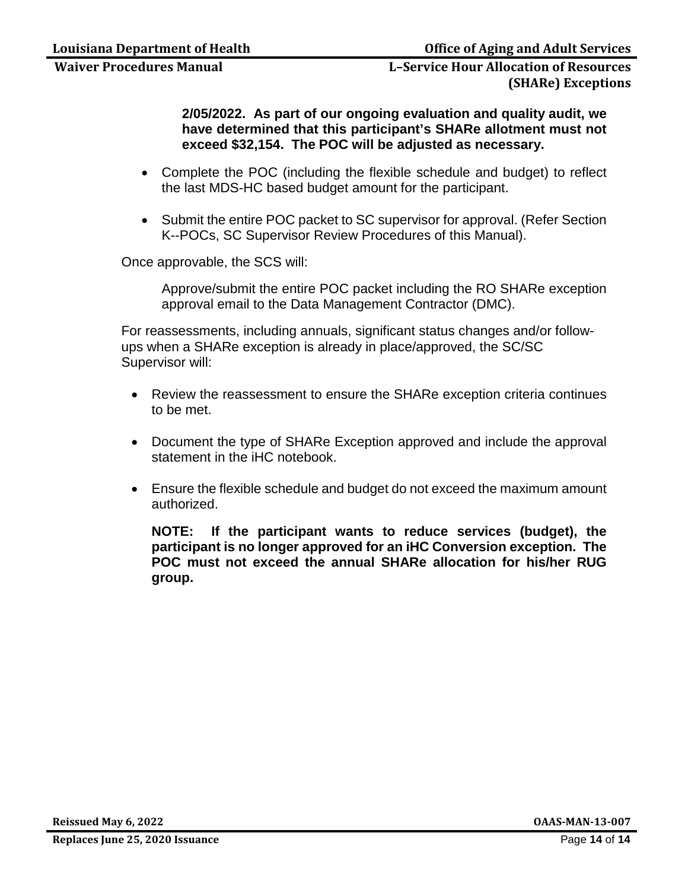**2/05/2022. As part of our ongoing evaluation and quality audit, we have determined that this participant's SHARe allotment must not exceed $32,154. The POC will be adjusted as necessary.**

- Complete the POC (including the flexible schedule and budget) to reflect the last MDS-HC based budget amount for the participant.
- Submit the entire POC packet to SC supervisor for approval. (Refer Section K--POCs, SC Supervisor Review Procedures of this Manual).

Once approvable, the SCS will:

Approve/submit the entire POC packet including the RO SHARe exception approval email to the Data Management Contractor (DMC).

For reassessments, including annuals, significant status changes and/or follow-ups when a SHARe exception is already in place/approved, the SC/SC Supervisor will:

- Review the reassessment to ensure the SHARe exception criteria continues to be met.
- Document the type of SHARe Exception approved and include the approval statement in the iHC notebook.
- Ensure the flexible schedule and budget do not exceed the maximum amount authorized.

**NOTE: If the participant wants to reduce services (budget), the participant is no longer approved for an iHC Conversion exception. The POC must not exceed the annual SHARe allocation for his/her RUG group.**